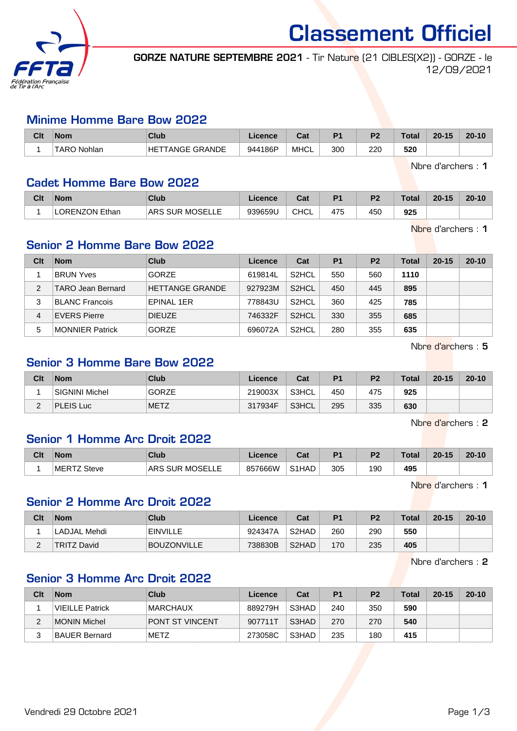# Classement Officiel

**GORZE NATURE SEPTEMBRE 2021** - Tir Nature (21 CIBLES(X2)) - GORZE - le 12/09/2021

## Minime Homme Bare Bow 2022

| Clt | Nom | Club | Licence | Cat | P1 | P2 | Total | 20-15 | 20-10 |
|---|---|---|---|---|---|---|---|---|---|
| 1 | TARO Nohlan | HETTANGE GRANDE | 944186P | MHCL | 300 | 220 | **520** | | |

Nbre d'archers : **1**

## Cadet Homme Bare Bow 2022

| Clt | Nom | Club | Licence | Cat | P1 | P2 | Total | 20-15 | 20-10 |
|---|---|---|---|---|---|---|---|---|---|
| 1 | LORENZON Ethan | ARS SUR MOSELLE | 939659U | CHCL | 475 | 450 | **925** | | |

Nbre d'archers : **1**

## Senior 2 Homme Bare Bow 2022

| Clt | Nom | Club | Licence | Cat | P1 | P2 | Total | 20-15 | 20-10 |
|---|---|---|---|---|---|---|---|---|---|
| 1 | BRUN Yves | GORZE | 619814L | S2HCL | 550 | 560 | **1110** | | |
| 2 | TARO Jean Bernard | HETTANGE GRANDE | 927923M | S2HCL | 450 | 445 | **895** | | |
| 3 | BLANC Francois | EPINAL 1ER | 778843U | S2HCL | 360 | 425 | **785** | | |
| 4 | EVERS Pierre | DIEUZE | 746332F | S2HCL | 330 | 355 | **685** | | |
| 5 | MONNIER Patrick | GORZE | 696072A | S2HCL | 280 | 355 | **635** | | |

Nbre d'archers : **5**

## Senior 3 Homme Bare Bow 2022

| Clt | Nom | Club | Licence | Cat | P1 | P2 | Total | 20-15 | 20-10 |
|---|---|---|---|---|---|---|---|---|---|
| 1 | SIGNINI Michel | GORZE | 219003X | S3HCL | 450 | 475 | **925** | | |
| 2 | PLEIS Luc | METZ | 317934F | S3HCL | 295 | 335 | **630** | | |

Nbre d'archers : **2**

## Senior 1 Homme Arc Droit 2022

| Clt | Nom | Club | Licence | Cat | P1 | P2 | Total | 20-15 | 20-10 |
|---|---|---|---|---|---|---|---|---|---|
| 1 | MERTZ Steve | ARS SUR MOSELLE | 857666W | S1HAD | 305 | 190 | **495** | | |

Nbre d'archers : **1**

## Senior 2 Homme Arc Droit 2022

| Clt | Nom | Club | Licence | Cat | P1 | P2 | Total | 20-15 | 20-10 |
|---|---|---|---|---|---|---|---|---|---|
| 1 | LADJAL Mehdi | EINVILLE | 924347A | S2HAD | 260 | 290 | **550** | | |
| 2 | TRITZ David | BOUZONVILLE | 738830B | S2HAD | 170 | 235 | **405** | | |

Nbre d'archers : **2**

## Senior 3 Homme Arc Droit 2022

| Clt | Nom | Club | Licence | Cat | P1 | P2 | Total | 20-15 | 20-10 |
|---|---|---|---|---|---|---|---|---|---|
| 1 | VIEILLE Patrick | MARCHAUX | 889279H | S3HAD | 240 | 350 | **590** | | |
| 2 | MONIN Michel | PONT ST VINCENT | 907711T | S3HAD | 270 | 270 | **540** | | |
| 3 | BAUER Bernard | METZ | 273058C | S3HAD | 235 | 180 | **415** | | |

Vendredi 29 Octobre 2021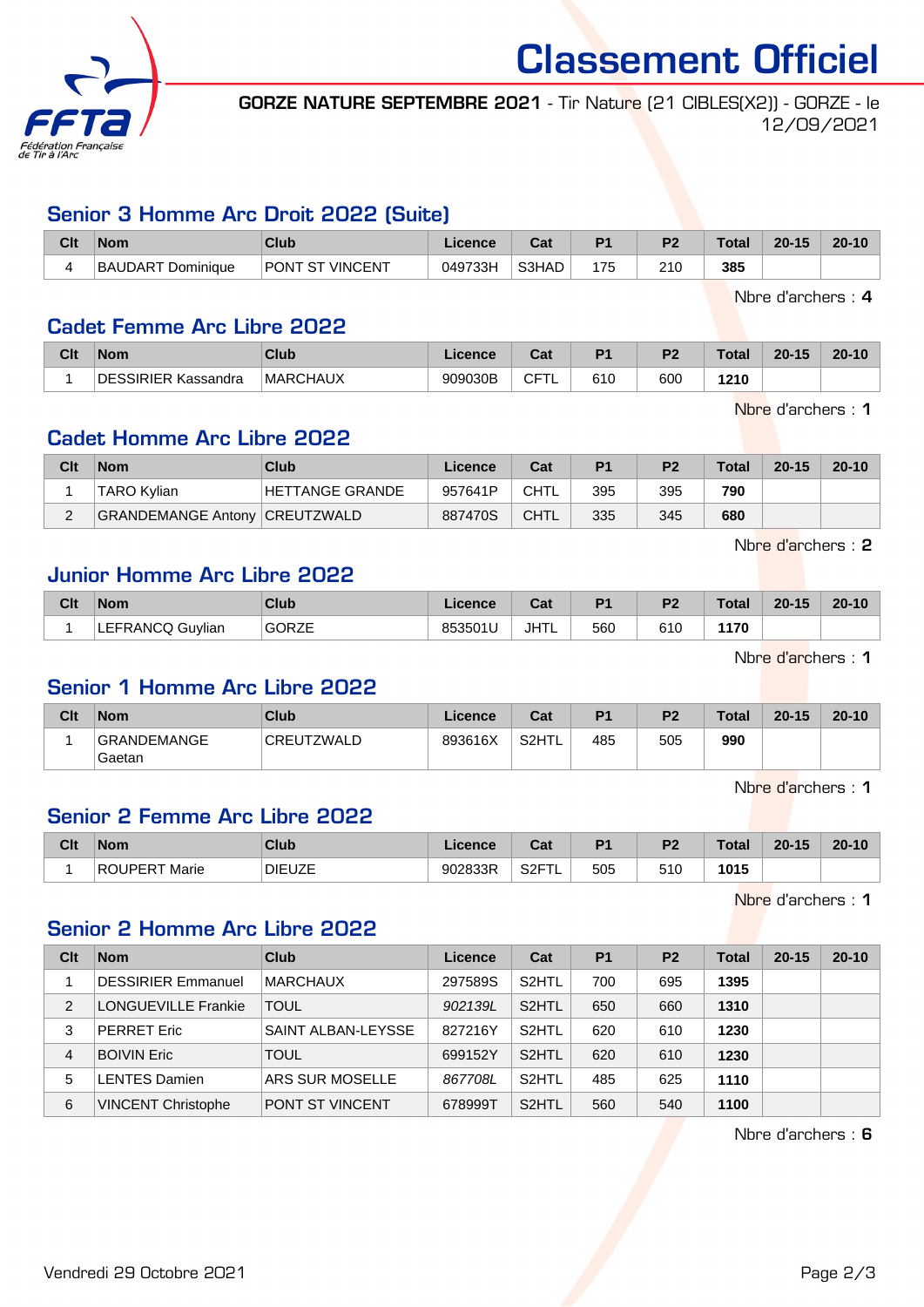# Classement Officiel

**GORZE NATURE SEPTEMBRE 2021** - Tir Nature (21 CIBLES(X2)) - GORZE - le 12/09/2021

## Senior 3 Homme Arc Droit 2022 (Suite)

| Clt | Nom | Club | Licence | Cat | P1 | P2 | Total | 20-15 | 20-10 |
|---|---|---|---|---|---|---|---|---|---|
| 4 | BAUDART Dominique | PONT ST VINCENT | 049733H | S3HAD | 175 | 210 | **385** | | |

Nbre d'archers : **4**

## Cadet Femme Arc Libre 2022

| Clt | Nom | Club | Licence | Cat | P1 | P2 | Total | 20-15 | 20-10 |
|---|---|---|---|---|---|---|---|---|---|
| 1 | DESSIRIER Kassandra | MARCHAUX | 909030B | CFTL | 610 | 600 | **1210** | | |

Nbre d'archers : **1**

## Cadet Homme Arc Libre 2022

| Clt | Nom | Club | Licence | Cat | P1 | P2 | Total | 20-15 | 20-10 |
|---|---|---|---|---|---|---|---|---|---|
| 1 | TARO Kylian | HETTANGE GRANDE | 957641P | CHTL | 395 | 395 | **790** | | |
| 2 | GRANDEMANGE Antony | CREUTZWALD | 887470S | CHTL | 335 | 345 | **680** | | |

Nbre d'archers : **2**

## Junior Homme Arc Libre 2022

| Clt | Nom | Club | Licence | Cat | P1 | P2 | Total | 20-15 | 20-10 |
|---|---|---|---|---|---|---|---|---|---|
| 1 | LEFRANCQ Guylian | GORZE | 853501U | JHTL | 560 | 610 | **1170** | | |

Nbre d'archers : **1**

## Senior 1 Homme Arc Libre 2022

| Clt | Nom | Club | Licence | Cat | P1 | P2 | Total | 20-15 | 20-10 |
|---|---|---|---|---|---|---|---|---|---|
| 1 | GRANDEMANGE Gaetan | CREUTZWALD | 893616X | S2HTL | 485 | 505 | **990** | | |

Nbre d'archers : **1**

## Senior 2 Femme Arc Libre 2022

| Clt | Nom | Club | Licence | Cat | P1 | P2 | Total | 20-15 | 20-10 |
|---|---|---|---|---|---|---|---|---|---|
| 1 | ROUPERT Marie | DIEUZE | 902833R | S2FTL | 505 | 510 | **1015** | | |

Nbre d'archers : **1**

## Senior 2 Homme Arc Libre 2022

| Clt | Nom | Club | Licence | Cat | P1 | P2 | Total | 20-15 | 20-10 |
|---|---|---|---|---|---|---|---|---|---|
| 1 | DESSIRIER Emmanuel | MARCHAUX | 297589S | S2HTL | 700 | 695 | **1395** | | |
| 2 | LONGUEVILLE Frankie | TOUL | *902139L* | S2HTL | 650 | 660 | **1310** | | |
| 3 | PERRET Eric | SAINT ALBAN-LEYSSE | 827216Y | S2HTL | 620 | 610 | **1230** | | |
| 4 | BOIVIN Eric | TOUL | 699152Y | S2HTL | 620 | 610 | **1230** | | |
| 5 | LENTES Damien | ARS SUR MOSELLE | *867708L* | S2HTL | 485 | 625 | **1110** | | |
| 6 | VINCENT Christophe | PONT ST VINCENT | 678999T | S2HTL | 560 | 540 | **1100** | | |

Nbre d'archers : **6**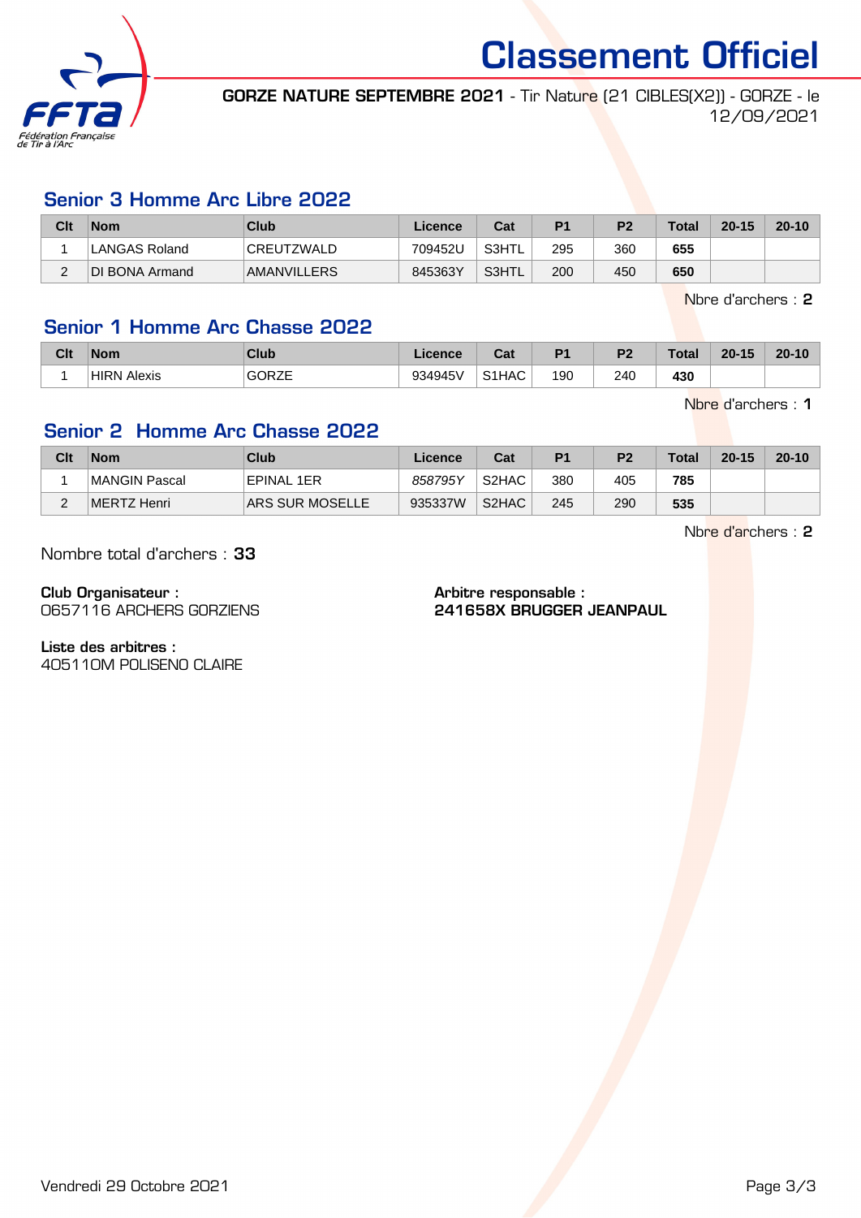# Classement Officiel

**GORZE NATURE SEPTEMBRE 2021** - Tir Nature (21 CIBLES(X2)) - GORZE - le 12/09/2021

## Senior 3 Homme Arc Libre 2022

| Clt | Nom | Club | Licence | Cat | P1 | P2 | Total | 20-15 | 20-10 |
|---|---|---|---|---|---|---|---|---|---|
| 1 | LANGAS Roland | CREUTZWALD | 709452U | S3HTL | 295 | 360 | **655** | | |
| 2 | DI BONA Armand | AMANVILLERS | 845363Y | S3HTL | 200 | 450 | **650** | | |

Nbre d'archers : **2**

## Senior 1 Homme Arc Chasse 2022

| Clt | Nom | Club | Licence | Cat | P1 | P2 | Total | 20-15 | 20-10 |
|---|---|---|---|---|---|---|---|---|---|
| 1 | HIRN Alexis | GORZE | 934945V | S1HAC | 190 | 240 | **430** | | |

Nbre d'archers : **1**

## Senior 2 Homme Arc Chasse 2022

| Clt | Nom | Club | Licence | Cat | P1 | P2 | Total | 20-15 | 20-10 |
|---|---|---|---|---|---|---|---|---|---|
| 1 | MANGIN Pascal | EPINAL 1ER | *858795Y* | S2HAC | 380 | 405 | **785** | | |
| 2 | MERTZ Henri | ARS SUR MOSELLE | 935337W | S2HAC | 245 | 290 | **535** | | |

Nbre d'archers : **2**

Nombre total d'archers : **33**

**Club Organisateur :**
0657116 ARCHERS GORZIENS

**Arbitre responsable :**
**241658X BRUGGER JEANPAUL**

**Liste des arbitres :**
405110M POLISENO CLAIRE

Vendredi 29 Octobre 2021